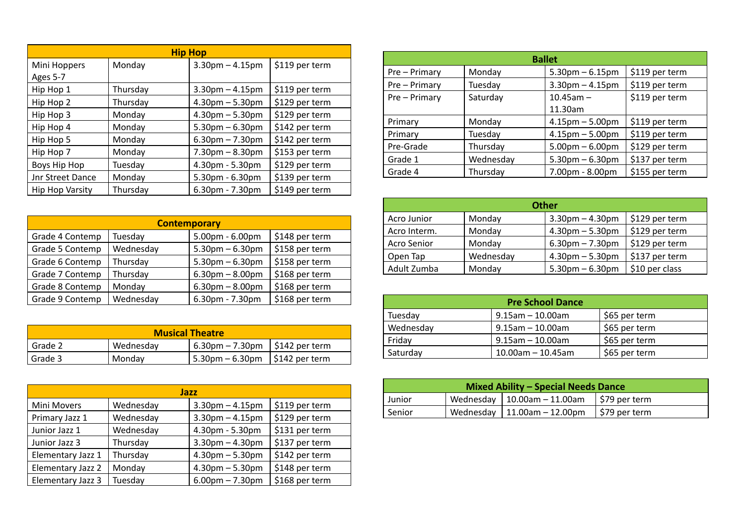| Hip Hop | | | |
|---|---|---|---|
| Mini Hoppers Ages 5-7 | Monday | 3.30pm – 4.15pm | $119 per term |
| Hip Hop 1 | Thursday | 3.30pm – 4.15pm | $119 per term |
| Hip Hop 2 | Thursday | 4.30pm – 5.30pm | $129 per term |
| Hip Hop 3 | Monday | 4.30pm – 5.30pm | $129 per term |
| Hip Hop 4 | Monday | 5.30pm – 6.30pm | $142 per term |
| Hip Hop 5 | Monday | 6.30pm – 7.30pm | $142 per term |
| Hip Hop 7 | Monday | 7.30pm – 8.30pm | $153 per term |
| Boys Hip Hop | Tuesday | 4.30pm - 5.30pm | $129 per term |
| Jnr Street Dance | Monday | 5.30pm - 6.30pm | $139 per term |
| Hip Hop Varsity | Thursday | 6.30pm - 7.30pm | $149 per term |

| Contemporary | | | |
|---|---|---|---|
| Grade 4 Contemp | Tuesday | 5.00pm - 6.00pm | $148 per term |
| Grade 5 Contemp | Wednesday | 5.30pm – 6.30pm | $158 per term |
| Grade 6 Contemp | Thursday | 5.30pm – 6.30pm | $158 per term |
| Grade 7 Contemp | Thursday | 6.30pm – 8.00pm | $168 per term |
| Grade 8 Contemp | Monday | 6.30pm – 8.00pm | $168 per term |
| Grade 9 Contemp | Wednesday | 6.30pm - 7.30pm | $168 per term |

| Musical Theatre | | | |
|---|---|---|---|
| Grade 2 | Wednesday | 6.30pm – 7.30pm | $142 per term |
| Grade 3 | Monday | 5.30pm – 6.30pm | $142 per term |

| Jazz | | | |
|---|---|---|---|
| Mini Movers | Wednesday | 3.30pm – 4.15pm | $119 per term |
| Primary Jazz 1 | Wednesday | 3.30pm – 4.15pm | $129 per term |
| Junior Jazz 1 | Wednesday | 4.30pm - 5.30pm | $131 per term |
| Junior Jazz 3 | Thursday | 3.30pm – 4.30pm | $137 per term |
| Elementary Jazz 1 | Thursday | 4.30pm – 5.30pm | $142 per term |
| Elementary Jazz 2 | Monday | 4.30pm – 5.30pm | $148 per term |
| Elementary Jazz 3 | Tuesday | 6.00pm – 7.30pm | $168 per term |

| Ballet | | | |
|---|---|---|---|
| Pre – Primary | Monday | 5.30pm – 6.15pm | $119 per term |
| Pre – Primary | Tuesday | 3.30pm – 4.15pm | $119 per term |
| Pre – Primary | Saturday | 10.45am – 11.30am | $119 per term |
| Primary | Monday | 4.15pm – 5.00pm | $119 per term |
| Primary | Tuesday | 4.15pm – 5.00pm | $119 per term |
| Pre-Grade | Thursday | 5.00pm – 6.00pm | $129 per term |
| Grade 1 | Wednesday | 5.30pm – 6.30pm | $137 per term |
| Grade 4 | Thursday | 7.00pm - 8.00pm | $155 per term |

| Other | | | |
|---|---|---|---|
| Acro Junior | Monday | 3.30pm – 4.30pm | $129 per term |
| Acro Interm. | Monday | 4.30pm – 5.30pm | $129 per term |
| Acro Senior | Monday | 6.30pm – 7.30pm | $129 per term |
| Open Tap | Wednesday | 4.30pm – 5.30pm | $137 per term |
| Adult Zumba | Monday | 5.30pm – 6.30pm | $10 per class |

| Pre School Dance | | |
|---|---|---|
| Tuesday | 9.15am – 10.00am | $65 per term |
| Wednesday | 9.15am – 10.00am | $65 per term |
| Friday | 9.15am – 10.00am | $65 per term |
| Saturday | 10.00am – 10.45am | $65 per term |

| Mixed Ability – Special Needs Dance | | | |
|---|---|---|---|
| Junior | Wednesday | 10.00am – 11.00am | $79 per term |
| Senior | Wednesday | 11.00am – 12.00pm | $79 per term |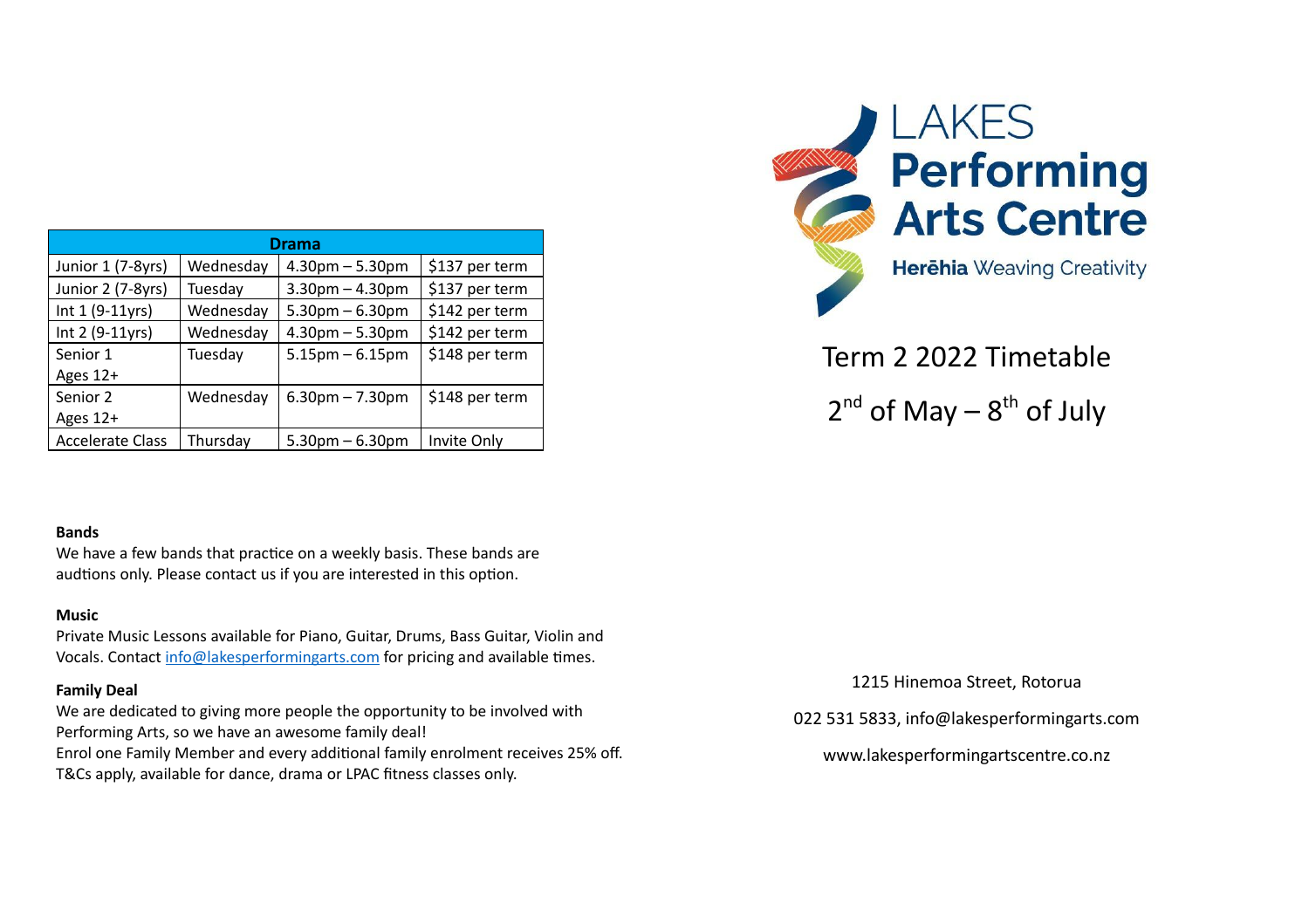| Drama | | | |
|---|---|---|---|
| Junior 1 (7-8yrs) | Wednesday | 4.30pm – 5.30pm | $137 per term |
| Junior 2 (7-8yrs) | Tuesday | 3.30pm – 4.30pm | $137 per term |
| Int 1 (9-11yrs) | Wednesday | 5.30pm – 6.30pm | $142 per term |
| Int 2 (9-11yrs) | Wednesday | 4.30pm – 5.30pm | $142 per term |
| Senior 1 Ages 12+ | Tuesday | 5.15pm – 6.15pm | $148 per term |
| Senior 2 Ages 12+ | Wednesday | 6.30pm – 7.30pm | $148 per term |
| Accelerate Class | Thursday | 5.30pm – 6.30pm | Invite Only |

**Bands**

We have a few bands that practice on a weekly basis. These bands are audtions only. Please contact us if you are interested in this option.

**Music**

Private Music Lessons available for Piano, Guitar, Drums, Bass Guitar, Violin and Vocals. Contact info@lakesperformingarts.com for pricing and available times.

**Family Deal**

We are dedicated to giving more people the opportunity to be involved with Performing Arts, so we have an awesome family deal!
Enrol one Family Member and every additional family enrolment receives 25% off.
T&Cs apply, available for dance, drama or LPAC fitness classes only.

# LAKES Performing Arts Centre

**Herēhia** Weaving Creativity

## Term 2 2022 Timetable

## 2nd of May – 8th of July

1215 Hinemoa Street, Rotorua

022 531 5833, info@lakesperformingarts.com

www.lakesperformingartscentre.co.nz